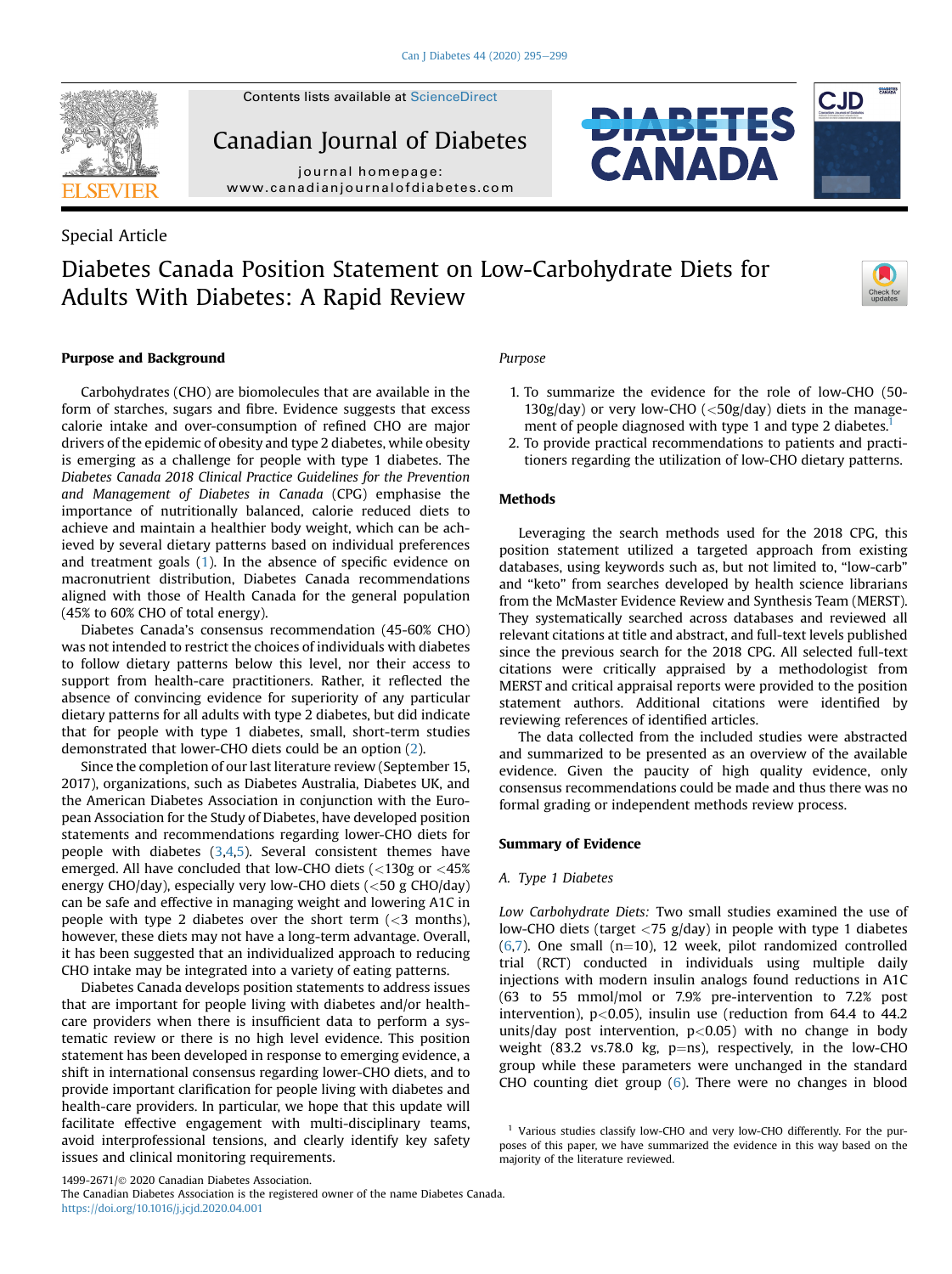Special Article

# Diabetes Canada Position Statement on Low-Carbohydrate Diets for Adults With Diabetes: A Rapid Review

## Purpose and Background

Carbohydrates (CHO) are biomolecules that are available in the form of starches, sugars and fibre. Evidence suggests that excess calorie intake and over-consumption of refined CHO are major drivers of the epidemic of obesity and type 2 diabetes, while obesity is emerging as a challenge for people with type 1 diabetes. The *Diabetes Canada 2018 Clinical Practice Guidelines for the Prevention and Management of Diabetes in Canada* (CPG) emphasise the importance of nutritionally balanced, calorie reduced diets to achieve and maintain a healthier body weight, which can be achieved by several dietary patterns based on individual preferences and treatment goals (1). In the absence of specific evidence on macronutrient distribution, Diabetes Canada recommendations aligned with those of Health Canada for the general population (45% to 60% CHO of total energy).

Diabetes Canada's consensus recommendation (45-60% CHO) was not intended to restrict the choices of individuals with diabetes to follow dietary patterns below this level, nor their access to support from health-care practitioners. Rather, it reflected the absence of convincing evidence for superiority of any particular dietary patterns for all adults with type 2 diabetes, but did indicate that for people with type 1 diabetes, small, short-term studies demonstrated that lower-CHO diets could be an option (2).

Since the completion of our last literature review (September 15, 2017), organizations, such as Diabetes Australia, Diabetes UK, and the American Diabetes Association in conjunction with the European Association for the Study of Diabetes, have developed position statements and recommendations regarding lower-CHO diets for people with diabetes (3,4,5). Several consistent themes have emerged. All have concluded that low-CHO diets (<130g or <45% energy CHO/day), especially very low-CHO diets (<50 g CHO/day) can be safe and effective in managing weight and lowering A1C in people with type 2 diabetes over the short term (<3 months), however, these diets may not have a long-term advantage. Overall, it has been suggested that an individualized approach to reducing CHO intake may be integrated into a variety of eating patterns.

Diabetes Canada develops position statements to address issues that are important for people living with diabetes and/or health-care providers when there is insufficient data to perform a systematic review or there is no high level evidence. This position statement has been developed in response to emerging evidence, a shift in international consensus regarding lower-CHO diets, and to provide important clarification for people living with diabetes and health-care providers. In particular, we hope that this update will facilitate effective engagement with multi-disciplinary teams, avoid interprofessional tensions, and clearly identify key safety issues and clinical monitoring requirements.

*Purpose*

1. To summarize the evidence for the role of low-CHO (50-130g/day) or very low-CHO (<50g/day) diets in the management of people diagnosed with type 1 and type 2 diabetes.[1]
2. To provide practical recommendations to patients and practitioners regarding the utilization of low-CHO dietary patterns.

## Methods

Leveraging the search methods used for the 2018 CPG, this position statement utilized a targeted approach from existing databases, using keywords such as, but not limited to, "low-carb" and "keto" from searches developed by health science librarians from the McMaster Evidence Review and Synthesis Team (MERST). They systematically searched across databases and reviewed all relevant citations at title and abstract, and full-text levels published since the previous search for the 2018 CPG. All selected full-text citations were critically appraised by a methodologist from MERST and critical appraisal reports were provided to the position statement authors. Additional citations were identified by reviewing references of identified articles.

The data collected from the included studies were abstracted and summarized to be presented as an overview of the available evidence. Given the paucity of high quality evidence, only consensus recommendations could be made and thus there was no formal grading or independent methods review process.

## Summary of Evidence

*A. Type 1 Diabetes*

*Low Carbohydrate Diets:* Two small studies examined the use of low-CHO diets (target <75 g/day) in people with type 1 diabetes (6,7). One small (n=10), 12 week, pilot randomized controlled trial (RCT) conducted in individuals using multiple daily injections with modern insulin analogs found reductions in A1C (63 to 55 mmol/mol or 7.9% pre-intervention to 7.2% post intervention), $p<0.05$), insulin use (reduction from 64.4 to 44.2 units/day post intervention, $p<0.05$) with no change in body weight (83.2 vs.78.0 kg, p=ns), respectively, in the low-CHO group while these parameters were unchanged in the standard CHO counting diet group (6). There were no changes in blood

[1] Various studies classify low-CHO and very low-CHO differently. For the purposes of this paper, we have summarized the evidence in this way based on the majority of the literature reviewed.

1499-2671/© 2020 Canadian Diabetes Association.
The Canadian Diabetes Association is the registered owner of the name Diabetes Canada.
https://doi.org/10.1016/j.jcjd.2020.04.001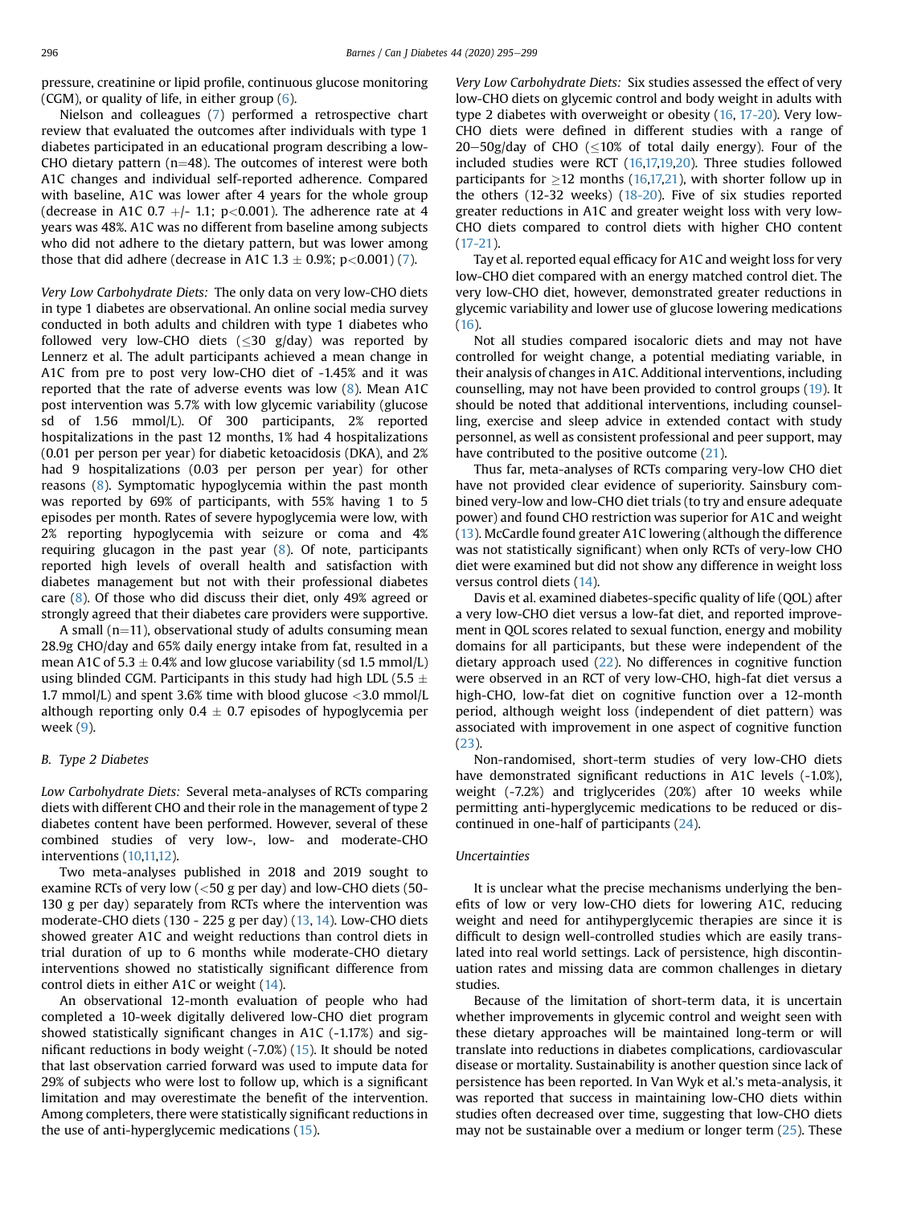pressure, creatinine or lipid profile, continuous glucose monitoring (CGM), or quality of life, in either group (6).

Nielson and colleagues (7) performed a retrospective chart review that evaluated the outcomes after individuals with type 1 diabetes participated in an educational program describing a low-CHO dietary pattern (n=48). The outcomes of interest were both A1C changes and individual self-reported adherence. Compared with baseline, A1C was lower after 4 years for the whole group (decrease in A1C 0.7 +/- 1.1; p<0.001). The adherence rate at 4 years was 48%. A1C was no different from baseline among subjects who did not adhere to the dietary pattern, but was lower among those that did adhere (decrease in A1C 1.3 ± 0.9%; p<0.001) (7).

*Very Low Carbohydrate Diets:* The only data on very low-CHO diets in type 1 diabetes are observational. An online social media survey conducted in both adults and children with type 1 diabetes who followed very low-CHO diets (≤30 g/day) was reported by Lennerz et al. The adult participants achieved a mean change in A1C from pre to post very low-CHO diet of -1.45% and it was reported that the rate of adverse events was low (8). Mean A1C post intervention was 5.7% with low glycemic variability (glucose sd of 1.56 mmol/L). Of 300 participants, 2% reported hospitalizations in the past 12 months, 1% had 4 hospitalizations (0.01 per person per year) for diabetic ketoacidosis (DKA), and 2% had 9 hospitalizations (0.03 per person per year) for other reasons (8). Symptomatic hypoglycemia within the past month was reported by 69% of participants, with 55% having 1 to 5 episodes per month. Rates of severe hypoglycemia were low, with 2% reporting hypoglycemia with seizure or coma and 4% requiring glucagon in the past year (8). Of note, participants reported high levels of overall health and satisfaction with diabetes management but not with their professional diabetes care (8). Of those who did discuss their diet, only 49% agreed or strongly agreed that their diabetes care providers were supportive.

A small (n=11), observational study of adults consuming mean 28.9g CHO/day and 65% daily energy intake from fat, resulted in a mean A1C of 5.3 ± 0.4% and low glucose variability (sd 1.5 mmol/L) using blinded CGM. Participants in this study had high LDL (5.5 ± 1.7 mmol/L) and spent 3.6% time with blood glucose <3.0 mmol/L although reporting only 0.4 ± 0.7 episodes of hypoglycemia per week (9).

### B. Type 2 Diabetes

*Low Carbohydrate Diets:* Several meta-analyses of RCTs comparing diets with different CHO and their role in the management of type 2 diabetes content have been performed. However, several of these combined studies of very low-, low- and moderate-CHO interventions (10,11,12).

Two meta-analyses published in 2018 and 2019 sought to examine RCTs of very low (<50 g per day) and low-CHO diets (50-130 g per day) separately from RCTs where the intervention was moderate-CHO diets (130 - 225 g per day) (13, 14). Low-CHO diets showed greater A1C and weight reductions than control diets in trial duration of up to 6 months while moderate-CHO dietary interventions showed no statistically significant difference from control diets in either A1C or weight (14).

An observational 12-month evaluation of people who had completed a 10-week digitally delivered low-CHO diet program showed statistically significant changes in A1C (-1.17%) and significant reductions in body weight (-7.0%) (15). It should be noted that last observation carried forward was used to impute data for 29% of subjects who were lost to follow up, which is a significant limitation and may overestimate the benefit of the intervention. Among completers, there were statistically significant reductions in the use of anti-hyperglycemic medications (15).

*Very Low Carbohydrate Diets:* Six studies assessed the effect of very low-CHO diets on glycemic control and body weight in adults with type 2 diabetes with overweight or obesity (16, 17-20). Very low-CHO diets were defined in different studies with a range of 20−50g/day of CHO (≤10% of total daily energy). Four of the included studies were RCT (16,17,19,20). Three studies followed participants for ≥12 months (16,17,21), with shorter follow up in the others (12-32 weeks) (18-20). Five of six studies reported greater reductions in A1C and greater weight loss with very low-CHO diets compared to control diets with higher CHO content (17-21).

Tay et al. reported equal efficacy for A1C and weight loss for very low-CHO diet compared with an energy matched control diet. The very low-CHO diet, however, demonstrated greater reductions in glycemic variability and lower use of glucose lowering medications (16).

Not all studies compared isocaloric diets and may not have controlled for weight change, a potential mediating variable, in their analysis of changes in A1C. Additional interventions, including counselling, may not have been provided to control groups (19). It should be noted that additional interventions, including counselling, exercise and sleep advice in extended contact with study personnel, as well as consistent professional and peer support, may have contributed to the positive outcome (21).

Thus far, meta-analyses of RCTs comparing very-low CHO diet have not provided clear evidence of superiority. Sainsbury combined very-low and low-CHO diet trials (to try and ensure adequate power) and found CHO restriction was superior for A1C and weight (13). McCardle found greater A1C lowering (although the difference was not statistically significant) when only RCTs of very-low CHO diet were examined but did not show any difference in weight loss versus control diets (14).

Davis et al. examined diabetes-specific quality of life (QOL) after a very low-CHO diet versus a low-fat diet, and reported improvement in QOL scores related to sexual function, energy and mobility domains for all participants, but these were independent of the dietary approach used (22). No differences in cognitive function were observed in an RCT of very low-CHO, high-fat diet versus a high-CHO, low-fat diet on cognitive function over a 12-month period, although weight loss (independent of diet pattern) was associated with improvement in one aspect of cognitive function (23).

Non-randomised, short-term studies of very low-CHO diets have demonstrated significant reductions in A1C levels (-1.0%), weight (-7.2%) and triglycerides (20%) after 10 weeks while permitting anti-hyperglycemic medications to be reduced or discontinued in one-half of participants (24).

### Uncertainties

It is unclear what the precise mechanisms underlying the benefits of low or very low-CHO diets for lowering A1C, reducing weight and need for antihyperglycemic therapies are since it is difficult to design well-controlled studies which are easily translated into real world settings. Lack of persistence, high discontinuation rates and missing data are common challenges in dietary studies.

Because of the limitation of short-term data, it is uncertain whether improvements in glycemic control and weight seen with these dietary approaches will be maintained long-term or will translate into reductions in diabetes complications, cardiovascular disease or mortality. Sustainability is another question since lack of persistence has been reported. In Van Wyk et al.'s meta-analysis, it was reported that success in maintaining low-CHO diets within studies often decreased over time, suggesting that low-CHO diets may not be sustainable over a medium or longer term (25). These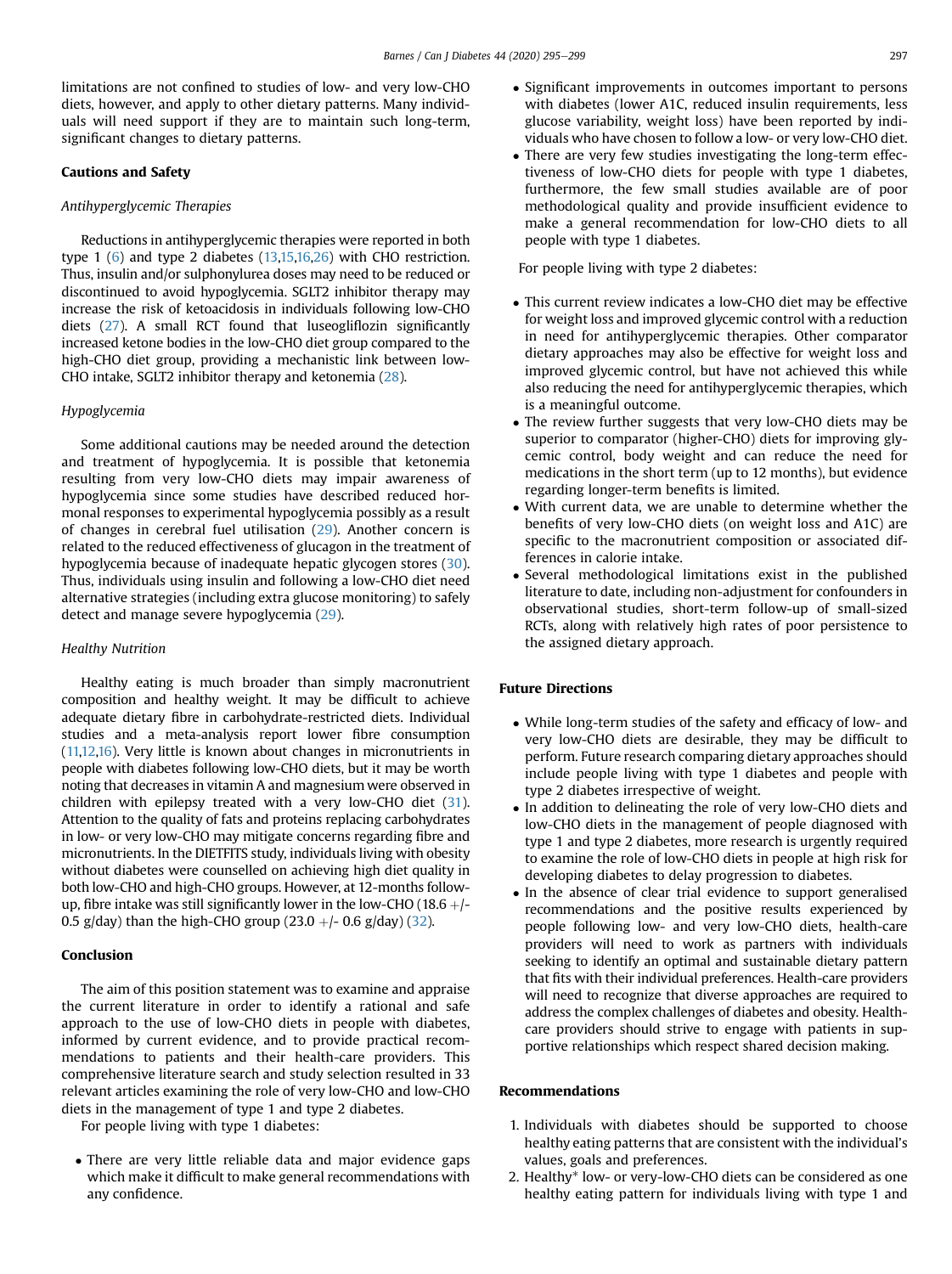limitations are not confined to studies of low- and very low-CHO diets, however, and apply to other dietary patterns. Many individuals will need support if they are to maintain such long-term, significant changes to dietary patterns.

## Cautions and Safety

### *Antihyperglycemic Therapies*

Reductions in antihyperglycemic therapies were reported in both type 1 (6) and type 2 diabetes (13,15,16,26) with CHO restriction. Thus, insulin and/or sulphonylurea doses may need to be reduced or discontinued to avoid hypoglycemia. SGLT2 inhibitor therapy may increase the risk of ketoacidosis in individuals following low-CHO diets (27). A small RCT found that luseogliflozin significantly increased ketone bodies in the low-CHO diet group compared to the high-CHO diet group, providing a mechanistic link between low-CHO intake, SGLT2 inhibitor therapy and ketonemia (28).

### *Hypoglycemia*

Some additional cautions may be needed around the detection and treatment of hypoglycemia. It is possible that ketonemia resulting from very low-CHO diets may impair awareness of hypoglycemia since some studies have described reduced hormonal responses to experimental hypoglycemia possibly as a result of changes in cerebral fuel utilisation (29). Another concern is related to the reduced effectiveness of glucagon in the treatment of hypoglycemia because of inadequate hepatic glycogen stores (30). Thus, individuals using insulin and following a low-CHO diet need alternative strategies (including extra glucose monitoring) to safely detect and manage severe hypoglycemia (29).

### *Healthy Nutrition*

Healthy eating is much broader than simply macronutrient composition and healthy weight. It may be difficult to achieve adequate dietary fibre in carbohydrate-restricted diets. Individual studies and a meta-analysis report lower fibre consumption (11,12,16). Very little is known about changes in micronutrients in people with diabetes following low-CHO diets, but it may be worth noting that decreases in vitamin A and magnesium were observed in children with epilepsy treated with a very low-CHO diet (31). Attention to the quality of fats and proteins replacing carbohydrates in low- or very low-CHO may mitigate concerns regarding fibre and micronutrients. In the DIETFITS study, individuals living with obesity without diabetes were counselled on achieving high diet quality in both low-CHO and high-CHO groups. However, at 12-months follow-up, fibre intake was still significantly lower in the low-CHO (18.6 +/- 0.5 g/day) than the high-CHO group (23.0 +/- 0.6 g/day) (32).

## Conclusion

The aim of this position statement was to examine and appraise the current literature in order to identify a rational and safe approach to the use of low-CHO diets in people with diabetes, informed by current evidence, and to provide practical recommendations to patients and their health-care providers. This comprehensive literature search and study selection resulted in 33 relevant articles examining the role of very low-CHO and low-CHO diets in the management of type 1 and type 2 diabetes.

For people living with type 1 diabetes:

- There are very little reliable data and major evidence gaps which make it difficult to make general recommendations with any confidence.
- Significant improvements in outcomes important to persons with diabetes (lower A1C, reduced insulin requirements, less glucose variability, weight loss) have been reported by individuals who have chosen to follow a low- or very low-CHO diet.
- There are very few studies investigating the long-term effectiveness of low-CHO diets for people with type 1 diabetes, furthermore, the few small studies available are of poor methodological quality and provide insufficient evidence to make a general recommendation for low-CHO diets to all people with type 1 diabetes.

For people living with type 2 diabetes:

- This current review indicates a low-CHO diet may be effective for weight loss and improved glycemic control with a reduction in need for antihyperglycemic therapies. Other comparator dietary approaches may also be effective for weight loss and improved glycemic control, but have not achieved this while also reducing the need for antihyperglycemic therapies, which is a meaningful outcome.
- The review further suggests that very low-CHO diets may be superior to comparator (higher-CHO) diets for improving glycemic control, body weight and can reduce the need for medications in the short term (up to 12 months), but evidence regarding longer-term benefits is limited.
- With current data, we are unable to determine whether the benefits of very low-CHO diets (on weight loss and A1C) are specific to the macronutrient composition or associated differences in calorie intake.
- Several methodological limitations exist in the published literature to date, including non-adjustment for confounders in observational studies, short-term follow-up of small-sized RCTs, along with relatively high rates of poor persistence to the assigned dietary approach.

## Future Directions

- While long-term studies of the safety and efficacy of low- and very low-CHO diets are desirable, they may be difficult to perform. Future research comparing dietary approaches should include people living with type 1 diabetes and people with type 2 diabetes irrespective of weight.
- In addition to delineating the role of very low-CHO diets and low-CHO diets in the management of people diagnosed with type 1 and type 2 diabetes, more research is urgently required to examine the role of low-CHO diets in people at high risk for developing diabetes to delay progression to diabetes.
- In the absence of clear trial evidence to support generalised recommendations and the positive results experienced by people following low- and very low-CHO diets, health-care providers will need to work as partners with individuals seeking to identify an optimal and sustainable dietary pattern that fits with their individual preferences. Health-care providers will need to recognize that diverse approaches are required to address the complex challenges of diabetes and obesity. Health-care providers should strive to engage with patients in supportive relationships which respect shared decision making.

## Recommendations

1. Individuals with diabetes should be supported to choose healthy eating patterns that are consistent with the individual's values, goals and preferences.
2. Healthy* low- or very-low-CHO diets can be considered as one healthy eating pattern for individuals living with type 1 and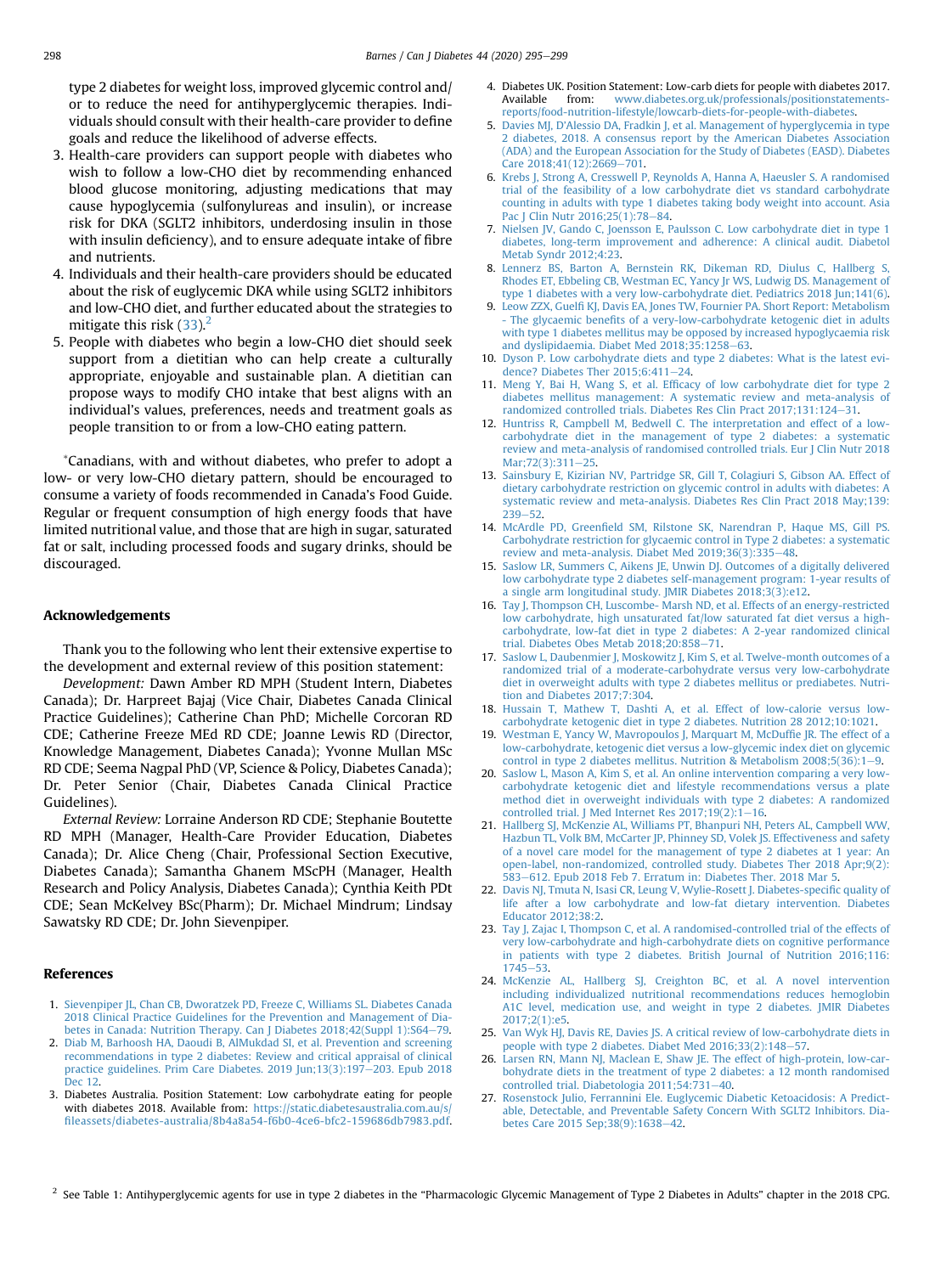type 2 diabetes for weight loss, improved glycemic control and/or to reduce the need for antihyperglycemic therapies. Individuals should consult with their health-care provider to define goals and reduce the likelihood of adverse effects.

3. Health-care providers can support people with diabetes who wish to follow a low-CHO diet by recommending enhanced blood glucose monitoring, adjusting medications that may cause hypoglycemia (sulfonylureas and insulin), or increase risk for DKA (SGLT2 inhibitors, underdosing insulin in those with insulin deficiency), and to ensure adequate intake of fibre and nutrients.
4. Individuals and their health-care providers should be educated about the risk of euglycemic DKA while using SGLT2 inhibitors and low-CHO diet, and further educated about the strategies to mitigate this risk (33).[2]
5. People with diabetes who begin a low-CHO diet should seek support from a dietitian who can help create a culturally appropriate, enjoyable and sustainable plan. A dietitian can propose ways to modify CHO intake that best aligns with an individual's values, preferences, needs and treatment goals as people transition to or from a low-CHO eating pattern.

*Canadians, with and without diabetes, who prefer to adopt a low- or very low-CHO dietary pattern, should be encouraged to consume a variety of foods recommended in Canada's Food Guide. Regular or frequent consumption of high energy foods that have limited nutritional value, and those that are high in sugar, saturated fat or salt, including processed foods and sugary drinks, should be discouraged.

## Acknowledgements

Thank you to the following who lent their extensive expertise to the development and external review of this position statement:

*Development:* Dawn Amber RD MPH (Student Intern, Diabetes Canada); Dr. Harpreet Bajaj (Vice Chair, Diabetes Canada Clinical Practice Guidelines); Catherine Chan PhD; Michelle Corcoran RD CDE; Catherine Freeze MEd RD CDE; Joanne Lewis RD (Director, Knowledge Management, Diabetes Canada); Yvonne Mullan MSc RD CDE; Seema Nagpal PhD (VP, Science & Policy, Diabetes Canada); Dr. Peter Senior (Chair, Diabetes Canada Clinical Practice Guidelines).

*External Review:* Lorraine Anderson RD CDE; Stephanie Boutette RD MPH (Manager, Health-Care Provider Education, Diabetes Canada); Dr. Alice Cheng (Chair, Professional Section Executive, Diabetes Canada); Samantha Ghanem MScPH (Manager, Health Research and Policy Analysis, Diabetes Canada); Cynthia Keith PDt CDE; Sean McKelvey BSc(Pharm); Dr. Michael Mindrum; Lindsay Sawatsky RD CDE; Dr. John Sievenpiper.

## References

1. Sievenpiper JL, Chan CB, Dworatzek PD, Freeze C, Williams SL. Diabetes Canada 2018 Clinical Practice Guidelines for the Prevention and Management of Diabetes in Canada: Nutrition Therapy. Can J Diabetes 2018;42(Suppl 1):S64–79.
2. Diab M, Barhoosh HA, Daoudi B, AlMukdad SI, et al. Prevention and screening recommendations in type 2 diabetes: Review and critical appraisal of clinical practice guidelines. Prim Care Diabetes. 2019 Jun;13(3):197–203. Epub 2018 Dec 12.
3. Diabetes Australia. Position Statement: Low carbohydrate eating for people with diabetes 2018. Available from: https://static.diabetesaustralia.com.au/s/fileassets/diabetes-australia/8b4a8a54-f6b0-4ce6-bfc2-159686db7983.pdf.
4. Diabetes UK. Position Statement: Low-carb diets for people with diabetes 2017. Available from: www.diabetes.org.uk/professionals/positionstatements-reports/food-nutrition-lifestyle/lowcarb-diets-for-people-with-diabetes.
5. Davies MJ, D'Alessio DA, Fradkin J, et al. Management of hyperglycemia in type 2 diabetes, 2018. A consensus report by the American Diabetes Association (ADA) and the European Association for the Study of Diabetes (EASD). Diabetes Care 2018;41(12):2669–701.
6. Krebs J, Strong A, Cresswell P, Reynolds A, Hanna A, Haeusler S. A randomised trial of the feasibility of a low carbohydrate diet vs standard carbohydrate counting in adults with type 1 diabetes taking body weight into account. Asia Pac J Clin Nutr 2016;25(1):78–84.
7. Nielsen JV, Gando C, Joensson E, Paulsson C. Low carbohydrate diet in type 1 diabetes, long-term improvement and adherence: A clinical audit. Diabetol Metab Syndr 2012;4:23.
8. Lennerz BS, Barton A, Bernstein RK, Dikeman RD, Diulus C, Hallberg S, Rhodes ET, Ebbeling CB, Westman EC, Yancy Jr WS, Ludwig DS. Management of type 1 diabetes with a very low-carbohydrate diet. Pediatrics 2018 Jun;141(6).
9. Leow ZZX, Guelfi KJ, Davis EA, Jones TW, Fournier PA. Short Report: Metabolism - The glycaemic benefits of a very-low-carbohydrate ketogenic diet in adults with type 1 diabetes mellitus may be opposed by increased hypoglycaemia risk and dyslipidaemia. Diabet Med 2018;35:1258–63.
10. Dyson P. Low carbohydrate diets and type 2 diabetes: What is the latest evidence? Diabetes Ther 2015;6:411–24.
11. Meng Y, Bai H, Wang S, et al. Efficacy of low carbohydrate diet for type 2 diabetes mellitus management: A systematic review and meta-analysis of randomized controlled trials. Diabetes Res Clin Pract 2017;131:124–31.
12. Huntriss R, Campbell M, Bedwell C. The interpretation and effect of a low-carbohydrate diet in the management of type 2 diabetes: a systematic review and meta-analysis of randomised controlled trials. Eur J Clin Nutr 2018 Mar;72(3):311–25.
13. Sainsbury E, Kizirian NV, Partridge SR, Gill T, Colagiuri S, Gibson AA. Effect of dietary carbohydrate restriction on glycemic control in adults with diabetes: A systematic review and meta-analysis. Diabetes Res Clin Pract 2018 May;139: 239–52.
14. McArdle PD, Greenfield SM, Rilstone SK, Narendran P, Haque MS, Gill PS. Carbohydrate restriction for glycaemic control in Type 2 diabetes: a systematic review and meta-analysis. Diabet Med 2019;36(3):335–48.
15. Saslow LR, Summers C, Aikens JE, Unwin DJ. Outcomes of a digitally delivered low carbohydrate type 2 diabetes self-management program: 1-year results of a single arm longitudinal study. JMIR Diabetes 2018;3(3):e12.
16. Tay J, Thompson CH, Luscombe- Marsh ND, et al. Effects of an energy-restricted low carbohydrate, high unsaturated fat/low saturated fat diet versus a high-carbohydrate, low-fat diet in type 2 diabetes: A 2-year randomized clinical trial. Diabetes Obes Metab 2018;20:858–71.
17. Saslow L, Daubenmier J, Moskowitz J, Kim S, et al. Twelve-month outcomes of a randomized trial of a moderate-carbohydrate versus very low-carbohydrate diet in overweight adults with type 2 diabetes mellitus or prediabetes. Nutrition and Diabetes 2017;7:304.
18. Hussain T, Mathew T, Dashti A, et al. Effect of low-calorie versus low-carbohydrate ketogenic diet in type 2 diabetes. Nutrition 28 2012;10:1021.
19. Westman E, Yancy W, Mavropoulos J, Marquart M, McDuffie JR. The effect of a low-carbohydrate, ketogenic diet versus a low-glycemic index diet on glycemic control in type 2 diabetes mellitus. Nutrition & Metabolism 2008;5(36):1–9.
20. Saslow L, Mason A, Kim S, et al. An online intervention comparing a very low-carbohydrate ketogenic diet and lifestyle recommendations versus a plate method diet in overweight individuals with type 2 diabetes: A randomized controlled trial. J Med Internet Res 2017;19(2):1–16.
21. Hallberg SJ, McKenzie AL, Williams PT, Bhanpuri NH, Peters AL, Campbell WW, Hazbun TL, Volk BM, McCarter JP, Phinney SD, Volek JS. Effectiveness and safety of a novel care model for the management of type 2 diabetes at 1 year: An open-label, non-randomized, controlled study. Diabetes Ther 2018 Apr;9(2): 583–612. Epub 2018 Feb 7. Erratum in: Diabetes Ther. 2018 Mar 5.
22. Davis NJ, Tmuta N, Isasi CR, Leung V, Wylie-Rosett J. Diabetes-specific quality of life after a low carbohydrate and low-fat dietary intervention. Diabetes Educator 2012;38:2.
23. Tay J, Zajac I, Thompson C, et al. A randomised-controlled trial of the effects of very low-carbohydrate and high-carbohydrate diets on cognitive performance in patients with type 2 diabetes. British Journal of Nutrition 2016;116: 1745–53.
24. McKenzie AL, Hallberg SJ, Creighton BC, et al. A novel intervention including individualized nutritional recommendations reduces hemoglobin A1C level, medication use, and weight in type 2 diabetes. JMIR Diabetes 2017;2(1):e5.
25. Van Wyk HJ, Davis RE, Davies JS. A critical review of low-carbohydrate diets in people with type 2 diabetes. Diabet Med 2016;33(2):148–57.
26. Larsen RN, Mann NJ, Maclean E, Shaw JE. The effect of high-protein, low-carbohydrate diets in the treatment of type 2 diabetes: a 12 month randomised controlled trial. Diabetologia 2011;54:731–40.
27. Rosenstock Julio, Ferrannini Ele. Euglycemic Diabetic Ketoacidosis: A Predictable, Detectable, and Preventable Safety Concern With SGLT2 Inhibitors. Diabetes Care 2015 Sep;38(9):1638–42.

[2] See Table 1: Antihyperglycemic agents for use in type 2 diabetes in the "Pharmacologic Glycemic Management of Type 2 Diabetes in Adults" chapter in the 2018 CPG.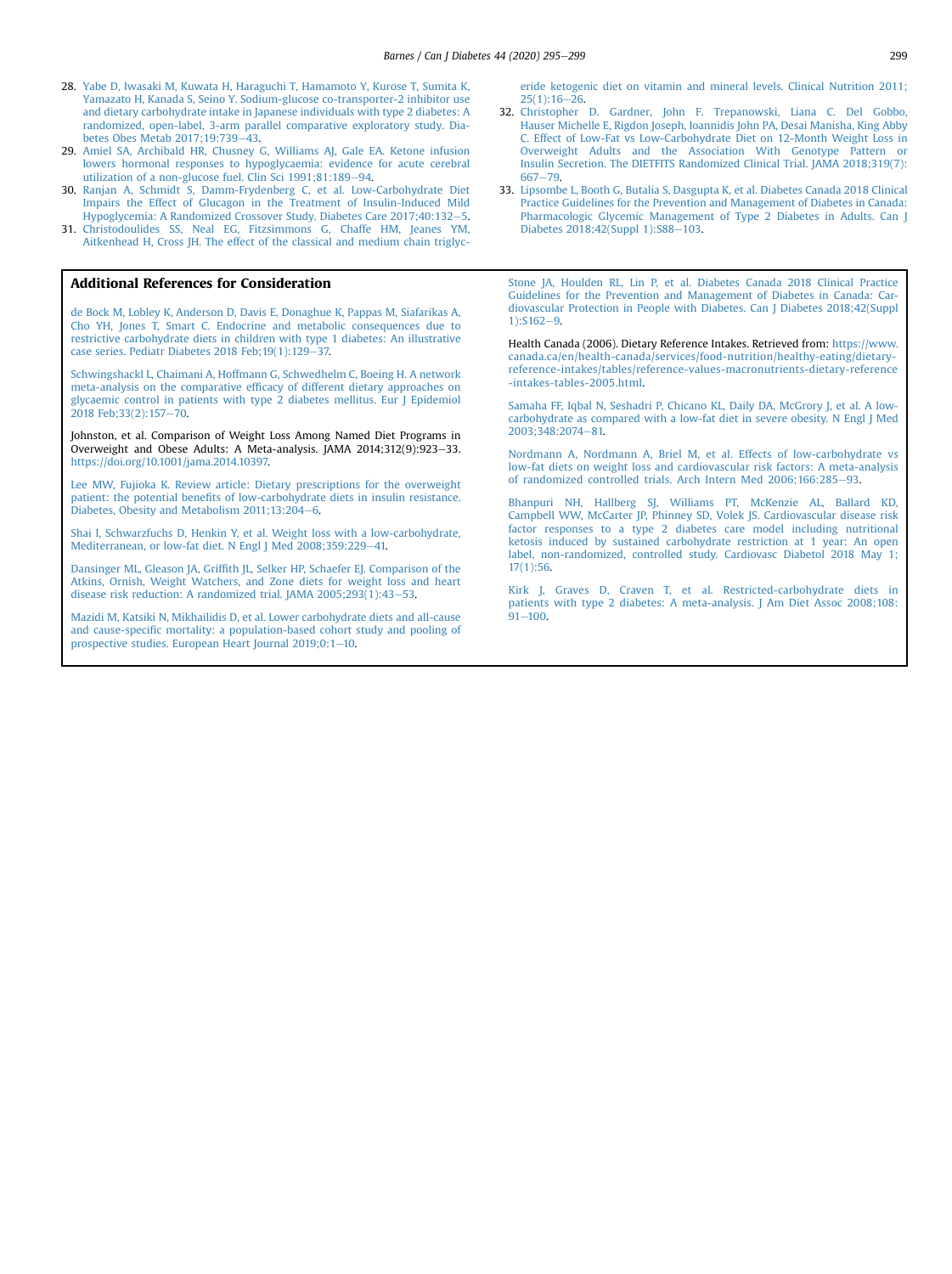28. Yabe D, Iwasaki M, Kuwata H, Haraguchi T, Hamamoto Y, Kurose T, Sumita K, Yamazato H, Kanada S, Seino Y. Sodium-glucose co-transporter-2 inhibitor use and dietary carbohydrate intake in Japanese individuals with type 2 diabetes: A randomized, open-label, 3-arm parallel comparative exploratory study. Diabetes Obes Metab 2017;19:739–43.
29. Amiel SA, Archibald HR, Chusney G, Williams AJ, Gale EA. Ketone infusion lowers hormonal responses to hypoglycaemia: evidence for acute cerebral utilization of a non-glucose fuel. Clin Sci 1991;81:189–94.
30. Ranjan A, Schmidt S, Damm-Frydenberg C, et al. Low-Carbohydrate Diet Impairs the Effect of Glucagon in the Treatment of Insulin-Induced Mild Hypoglycemia: A Randomized Crossover Study. Diabetes Care 2017;40:132–5.
31. Christodoulides SS, Neal EG, Fitzsimmons G, Chaffe HM, Jeanes YM, Aitkenhead H, Cross JH. The effect of the classical and medium chain triglyceride ketogenic diet on vitamin and mineral levels. Clinical Nutrition 2011; 25(1):16–26.
32. Christopher D. Gardner, John F. Trepanowski, Liana C. Del Gobbo, Hauser Michelle E, Rigdon Joseph, Ioannidis John PA, Desai Manisha, King Abby C. Effect of Low-Fat vs Low-Carbohydrate Diet on 12-Month Weight Loss in Overweight Adults and the Association With Genotype Pattern or Insulin Secretion. The DIETFITS Randomized Clinical Trial. JAMA 2018;319(7): 667–79.
33. Lipsombe L, Booth G, Butalia S, Dasgupta K, et al. Diabetes Canada 2018 Clinical Practice Guidelines for the Prevention and Management of Diabetes in Canada: Pharmacologic Glycemic Management of Type 2 Diabetes in Adults. Can J Diabetes 2018;42(Suppl 1):S88–103.

## Additional References for Consideration

de Bock M, Lobley K, Anderson D, Davis E, Donaghue K, Pappas M, Siafarikas A, Cho YH, Jones T, Smart C. Endocrine and metabolic consequences due to restrictive carbohydrate diets in children with type 1 diabetes: An illustrative case series. Pediatr Diabetes 2018 Feb;19(1):129–37.

Schwingshackl L, Chaimani A, Hoffmann G, Schwedhelm C, Boeing H. A network meta-analysis on the comparative efficacy of different dietary approaches on glycaemic control in patients with type 2 diabetes mellitus. Eur J Epidemiol 2018 Feb;33(2):157–70.

Johnston, et al. Comparison of Weight Loss Among Named Diet Programs in Overweight and Obese Adults: A Meta-analysis. JAMA 2014;312(9):923–33. https://doi.org/10.1001/jama.2014.10397.

Lee MW, Fujioka K. Review article: Dietary prescriptions for the overweight patient: the potential benefits of low-carbohydrate diets in insulin resistance. Diabetes, Obesity and Metabolism 2011;13:204–6.

Shai I, Schwarzfuchs D, Henkin Y, et al. Weight loss with a low-carbohydrate, Mediterranean, or low-fat diet. N Engl J Med 2008;359:229–41.

Dansinger ML, Gleason JA, Griffith JL, Selker HP, Schaefer EJ. Comparison of the Atkins, Ornish, Weight Watchers, and Zone diets for weight loss and heart disease risk reduction: A randomized trial. JAMA 2005;293(1):43–53.

Mazidi M, Katsiki N, Mikhailidis D, et al. Lower carbohydrate diets and all-cause and cause-specific mortality: a population-based cohort study and pooling of prospective studies. European Heart Journal 2019;0:1–10.

Stone JA, Houlden RL, Lin P, et al. Diabetes Canada 2018 Clinical Practice Guidelines for the Prevention and Management of Diabetes in Canada: Cardiovascular Protection in People with Diabetes. Can J Diabetes 2018;42(Suppl 1):S162–9.

Health Canada (2006). Dietary Reference Intakes. Retrieved from: https://www.canada.ca/en/health-canada/services/food-nutrition/healthy-eating/dietary-reference-intakes/tables/reference-values-macronutrients-dietary-reference-intakes-tables-2005.html.

Samaha FF, Iqbal N, Seshadri P, Chicano KL, Daily DA, McGrory J, et al. A low-carbohydrate as compared with a low-fat diet in severe obesity. N Engl J Med 2003;348:2074–81.

Nordmann A, Nordmann A, Briel M, et al. Effects of low-carbohydrate vs low-fat diets on weight loss and cardiovascular risk factors: A meta-analysis of randomized controlled trials. Arch Intern Med 2006;166:285–93.

Bhanpuri NH, Hallberg SJ, Williams PT, McKenzie AL, Ballard KD, Campbell WW, McCarter JP, Phinney SD, Volek JS. Cardiovascular disease risk factor responses to a type 2 diabetes care model including nutritional ketosis induced by sustained carbohydrate restriction at 1 year: An open label, non-randomized, controlled study. Cardiovasc Diabetol 2018 May 1; 17(1):56.

Kirk J, Graves D, Craven T, et al. Restricted-carbohydrate diets in patients with type 2 diabetes: A meta-analysis. J Am Diet Assoc 2008;108: 91–100.